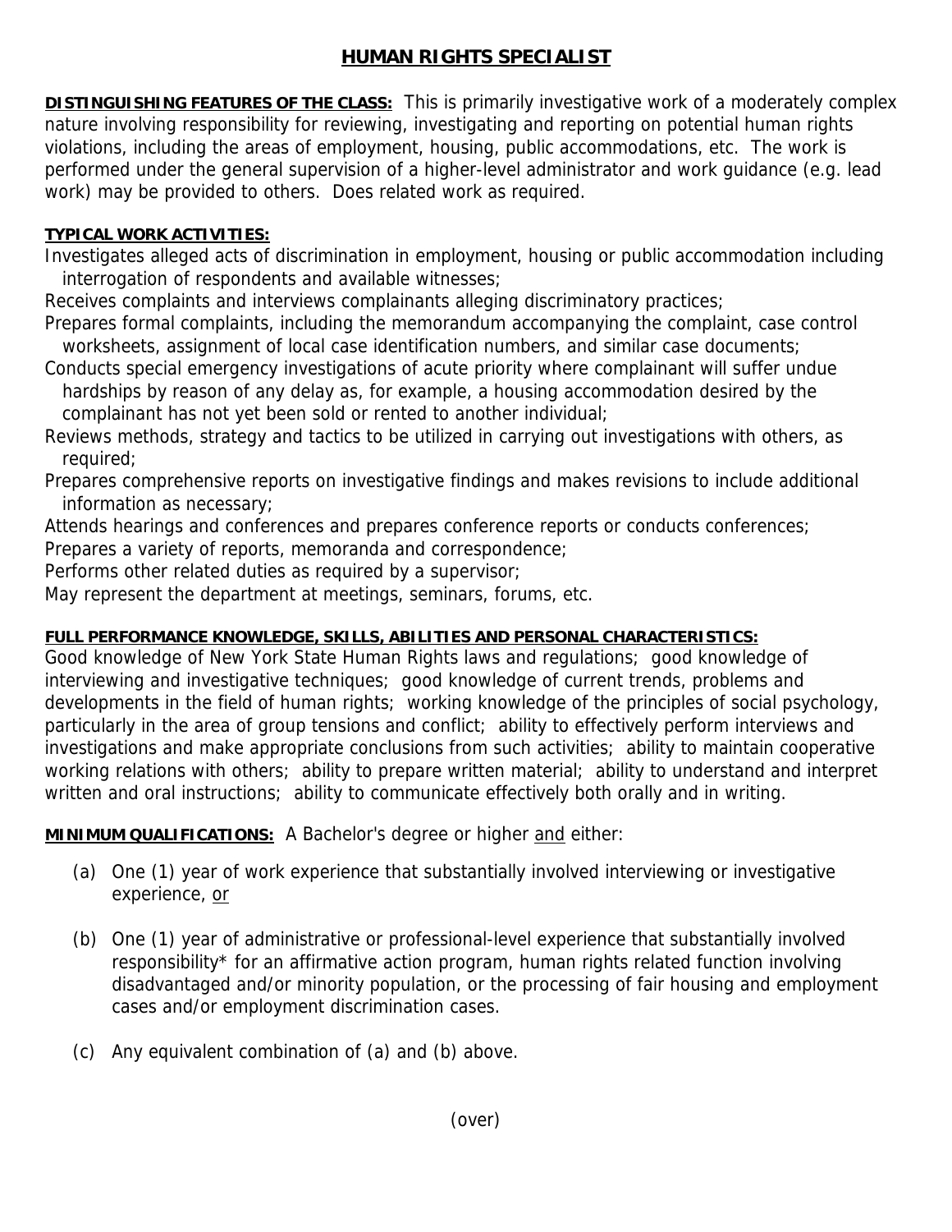# HUMAN RIGHTS SPECIALIST

**DISTINGUISHING FEATURES OF THE CLASS:** This is primarily investigative work of a moderately complex nature involving responsibility for reviewing, investigating and reporting on potential human rights violations, including the areas of employment, housing, public accommodations, etc. The work is performed under the general supervision of a higher-level administrator and work guidance (e.g. lead work) may be provided to others. Does related work as required.

**TYPICAL WORK ACTIVITIES:**

Investigates alleged acts of discrimination in employment, housing or public accommodation including interrogation of respondents and available witnesses;

Receives complaints and interviews complainants alleging discriminatory practices;

Prepares formal complaints, including the memorandum accompanying the complaint, case control worksheets, assignment of local case identification numbers, and similar case documents;

Conducts special emergency investigations of acute priority where complainant will suffer undue hardships by reason of any delay as, for example, a housing accommodation desired by the complainant has not yet been sold or rented to another individual;

Reviews methods, strategy and tactics to be utilized in carrying out investigations with others, as required;

Prepares comprehensive reports on investigative findings and makes revisions to include additional information as necessary;

Attends hearings and conferences and prepares conference reports or conducts conferences;

Prepares a variety of reports, memoranda and correspondence;

Performs other related duties as required by a supervisor;

May represent the department at meetings, seminars, forums, etc.

**FULL PERFORMANCE KNOWLEDGE, SKILLS, ABILITIES AND PERSONAL CHARACTERISTICS:**

Good knowledge of New York State Human Rights laws and regulations; good knowledge of interviewing and investigative techniques; good knowledge of current trends, problems and developments in the field of human rights; working knowledge of the principles of social psychology, particularly in the area of group tensions and conflict; ability to effectively perform interviews and investigations and make appropriate conclusions from such activities; ability to maintain cooperative working relations with others; ability to prepare written material; ability to understand and interpret written and oral instructions; ability to communicate effectively both orally and in writing.

**MINIMUM QUALIFICATIONS:** A Bachelor's degree or higher and either:

(a) One (1) year of work experience that substantially involved interviewing or investigative experience, or

(b) One (1) year of administrative or professional-level experience that substantially involved responsibility* for an affirmative action program, human rights related function involving disadvantaged and/or minority population, or the processing of fair housing and employment cases and/or employment discrimination cases.

(c) Any equivalent combination of (a) and (b) above.

(over)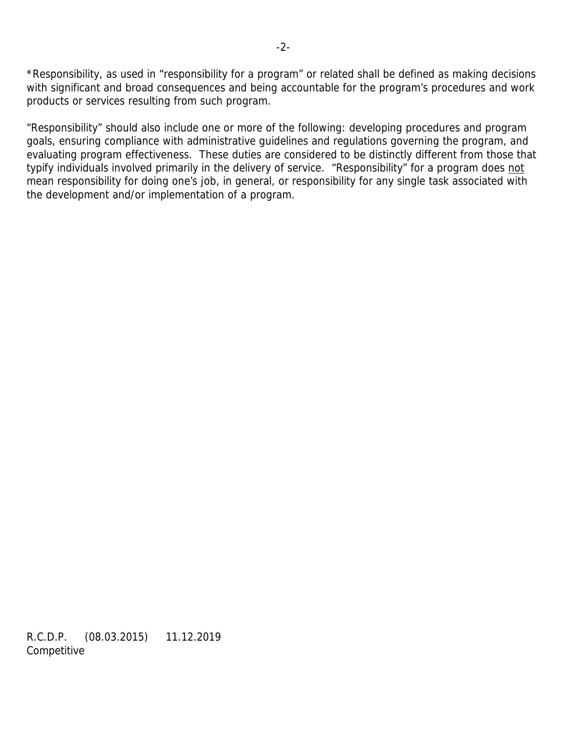*Responsibility, as used in "responsibility for a program" or related shall be defined as making decisions with significant and broad consequences and being accountable for the program's procedures and work products or services resulting from such program.

"Responsibility" should also include one or more of the following: developing procedures and program goals, ensuring compliance with administrative guidelines and regulations governing the program, and evaluating program effectiveness. These duties are considered to be distinctly different from those that typify individuals involved primarily in the delivery of service. "Responsibility" for a program does <u>not</u> mean responsibility for doing one's job, in general, or responsibility for any single task associated with the development and/or implementation of a program.

R.C.D.P. (08.03.2015) 11.12.2019
Competitive